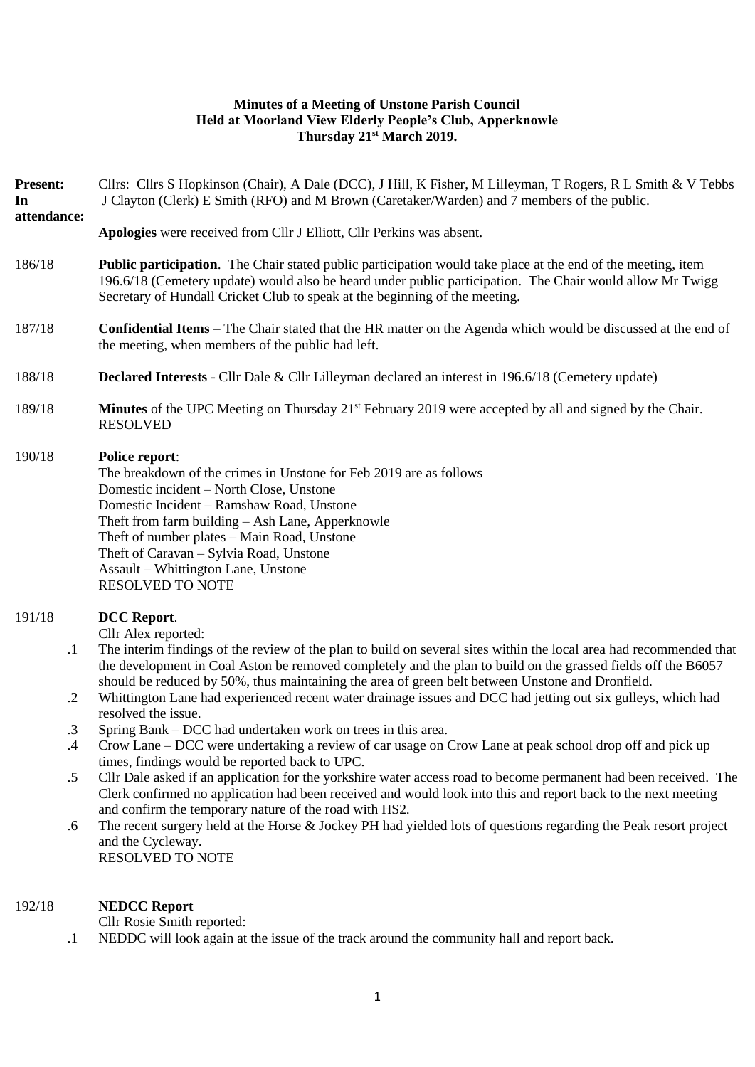**Minutes of a Meeting of Unstone Parish Council**
**Held at Moorland View Elderly People's Club, Apperknowle**
**Thursday 21st March 2019.**

**Present:** Cllrs: Cllrs S Hopkinson (Chair), A Dale (DCC), J Hill, K Fisher, M Lilleyman, T Rogers, R L Smith & V Tebbs

**In attendance:** J Clayton (Clerk) E Smith (RFO) and M Brown (Caretaker/Warden) and 7 members of the public.

**Apologies** were received from Cllr J Elliott, Cllr Perkins was absent.

186/18 **Public participation**. The Chair stated public participation would take place at the end of the meeting, item 196.6/18 (Cemetery update) would also be heard under public participation. The Chair would allow Mr Twigg Secretary of Hundall Cricket Club to speak at the beginning of the meeting.

187/18 **Confidential Items** – The Chair stated that the HR matter on the Agenda which would be discussed at the end of the meeting, when members of the public had left.

188/18 **Declared Interests** - Cllr Dale & Cllr Lilleyman declared an interest in 196.6/18 (Cemetery update)

189/18 **Minutes** of the UPC Meeting on Thursday 21st February 2019 were accepted by all and signed by the Chair. RESOLVED

190/18 **Police report**:
The breakdown of the crimes in Unstone for Feb 2019 are as follows
Domestic incident – North Close, Unstone
Domestic Incident – Ramshaw Road, Unstone
Theft from farm building – Ash Lane, Apperknowle
Theft of number plates – Main Road, Unstone
Theft of Caravan – Sylvia Road, Unstone
Assault – Whittington Lane, Unstone
RESOLVED TO NOTE

191/18 **DCC Report**.
Cllr Alex reported:

.1 The interim findings of the review of the plan to build on several sites within the local area had recommended that the development in Coal Aston be removed completely and the plan to build on the grassed fields off the B6057 should be reduced by 50%, thus maintaining the area of green belt between Unstone and Dronfield.

.2 Whittington Lane had experienced recent water drainage issues and DCC had jetting out six gulleys, which had resolved the issue.

.3 Spring Bank – DCC had undertaken work on trees in this area.

.4 Crow Lane – DCC were undertaking a review of car usage on Crow Lane at peak school drop off and pick up times, findings would be reported back to UPC.

.5 Cllr Dale asked if an application for the yorkshire water access road to become permanent had been received. The Clerk confirmed no application had been received and would look into this and report back to the next meeting and confirm the temporary nature of the road with HS2.

.6 The recent surgery held at the Horse & Jockey PH had yielded lots of questions regarding the Peak resort project and the Cycleway.
RESOLVED TO NOTE

192/18 **NEDCC Report**
Cllr Rosie Smith reported:

.1 NEDDC will look again at the issue of the track around the community hall and report back.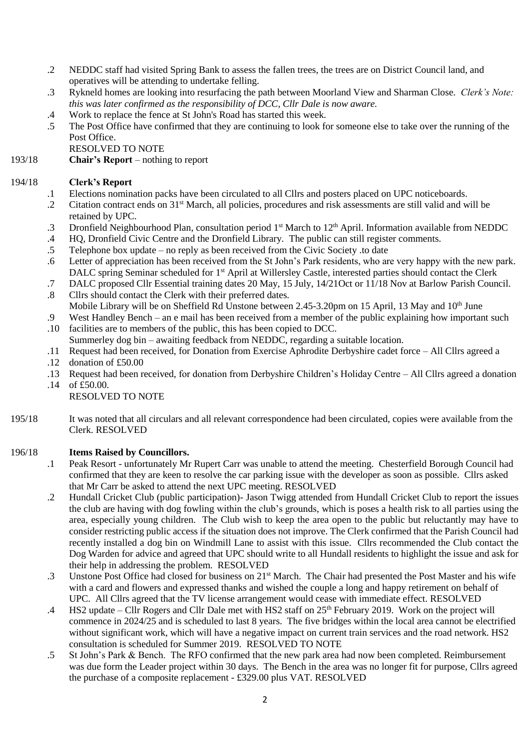.2 NEDDC staff had visited Spring Bank to assess the fallen trees, the trees are on District Council land, and operatives will be attending to undertake felling.

.3 Rykneld homes are looking into resurfacing the path between Moorland View and Sharman Close. *Clerk's Note: this was later confirmed as the responsibility of DCC, Cllr Dale is now aware.*

.4 Work to replace the fence at St John's Road has started this week.

.5 The Post Office have confirmed that they are continuing to look for someone else to take over the running of the Post Office.

RESOLVED TO NOTE

193/18 **Chair's Report** – nothing to report

194/18 **Clerk's Report**

.1 Elections nomination packs have been circulated to all Cllrs and posters placed on UPC noticeboards.

.2 Citation contract ends on 31st March, all policies, procedures and risk assessments are still valid and will be retained by UPC.

.3 Dronfield Neighbourhood Plan, consultation period 1st March to 12th April. Information available from NEDDC

.4 HQ, Dronfield Civic Centre and the Dronfield Library. The public can still register comments.

.5 Telephone box update – no reply as been received from the Civic Society .to date

.6 Letter of appreciation has been received from the St John's Park residents, who are very happy with the new park. DALC spring Seminar scheduled for 1st April at Willersley Castle, interested parties should contact the Clerk

.7 DALC proposed Cllr Essential training dates 20 May, 15 July, 14/21Oct or 11/18 Nov at Barlow Parish Council.

.8 Cllrs should contact the Clerk with their preferred dates.
Mobile Library will be on Sheffield Rd Unstone between 2.45-3.20pm on 15 April, 13 May and 10th June

.9 West Handley Bench – an e mail has been received from a member of the public explaining how important such

.10 facilities are to members of the public, this has been copied to DCC.
Summerley dog bin – awaiting feedback from NEDDC, regarding a suitable location.

.11 Request had been received, for Donation from Exercise Aphrodite Derbyshire cadet force – All Cllrs agreed a

.12 donation of £50.00

.13 Request had been received, for donation from Derbyshire Children's Holiday Centre – All Cllrs agreed a donation

.14 of £50.00.

RESOLVED TO NOTE

195/18 It was noted that all circulars and all relevant correspondence had been circulated, copies were available from the Clerk. RESOLVED

196/18 **Items Raised by Councillors.**

.1 Peak Resort - unfortunately Mr Rupert Carr was unable to attend the meeting. Chesterfield Borough Council had confirmed that they are keen to resolve the car parking issue with the developer as soon as possible. Cllrs asked that Mr Carr be asked to attend the next UPC meeting. RESOLVED

.2 Hundall Cricket Club (public participation)- Jason Twigg attended from Hundall Cricket Club to report the issues the club are having with dog fowling within the club's grounds, which is poses a health risk to all parties using the area, especially young children. The Club wish to keep the area open to the public but reluctantly may have to consider restricting public access if the situation does not improve. The Clerk confirmed that the Parish Council had recently installed a dog bin on Windmill Lane to assist with this issue. Cllrs recommended the Club contact the Dog Warden for advice and agreed that UPC should write to all Hundall residents to highlight the issue and ask for their help in addressing the problem. RESOLVED

.3 Unstone Post Office had closed for business on 21st March. The Chair had presented the Post Master and his wife with a card and flowers and expressed thanks and wished the couple a long and happy retirement on behalf of UPC. All Cllrs agreed that the TV license arrangement would cease with immediate effect. RESOLVED

.4 HS2 update – Cllr Rogers and Cllr Dale met with HS2 staff on 25th February 2019. Work on the project will commence in 2024/25 and is scheduled to last 8 years. The five bridges within the local area cannot be electrified without significant work, which will have a negative impact on current train services and the road network. HS2 consultation is scheduled for Summer 2019. RESOLVED TO NOTE

.5 St John's Park & Bench. The RFO confirmed that the new park area had now been completed. Reimbursement was due form the Leader project within 30 days. The Bench in the area was no longer fit for purpose, Cllrs agreed the purchase of a composite replacement - £329.00 plus VAT. RESOLVED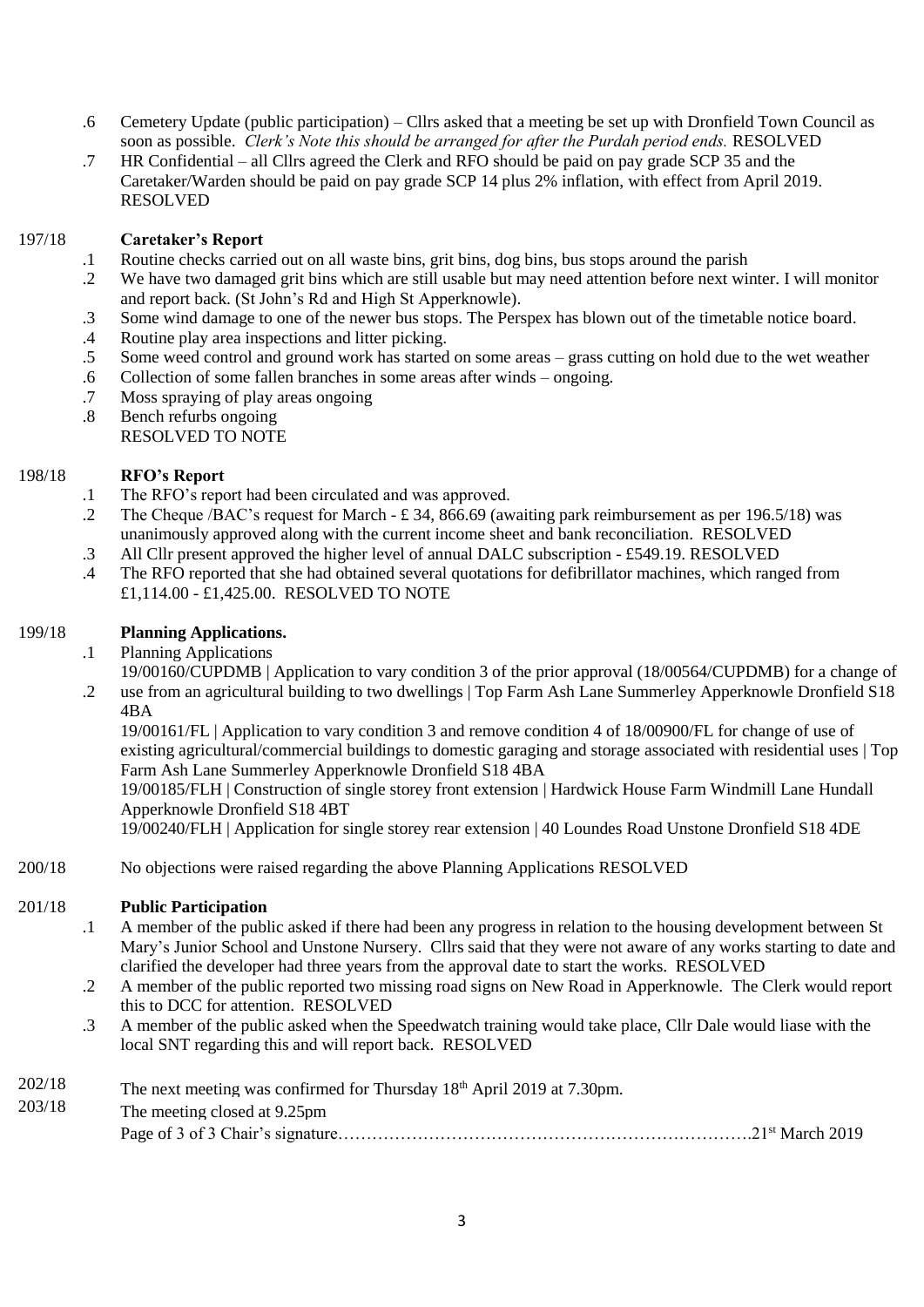.6 Cemetery Update (public participation) – Cllrs asked that a meeting be set up with Dronfield Town Council as soon as possible. *Clerk's Note this should be arranged for after the Purdah period ends.* RESOLVED

.7 HR Confidential – all Cllrs agreed the Clerk and RFO should be paid on pay grade SCP 35 and the Caretaker/Warden should be paid on pay grade SCP 14 plus 2% inflation, with effect from April 2019. RESOLVED

197/18 **Caretaker's Report**

.1 Routine checks carried out on all waste bins, grit bins, dog bins, bus stops around the parish

.2 We have two damaged grit bins which are still usable but may need attention before next winter. I will monitor and report back. (St John's Rd and High St Apperknowle).

.3 Some wind damage to one of the newer bus stops. The Perspex has blown out of the timetable notice board.

.4 Routine play area inspections and litter picking.

.5 Some weed control and ground work has started on some areas – grass cutting on hold due to the wet weather

.6 Collection of some fallen branches in some areas after winds – ongoing.

.7 Moss spraying of play areas ongoing

.8 Bench refurbs ongoing

RESOLVED TO NOTE

198/18 **RFO's Report**

.1 The RFO's report had been circulated and was approved.

.2 The Cheque /BAC's request for March - £ 34, 866.69 (awaiting park reimbursement as per 196.5/18) was unanimously approved along with the current income sheet and bank reconciliation. RESOLVED

.3 All Cllr present approved the higher level of annual DALC subscription - £549.19. RESOLVED

.4 The RFO reported that she had obtained several quotations for defibrillator machines, which ranged from £1,114.00 - £1,425.00. RESOLVED TO NOTE

199/18 **Planning Applications.**

.1 Planning Applications

.2 19/00160/CUPDMB | Application to vary condition 3 of the prior approval (18/00564/CUPDMB) for a change of use from an agricultural building to two dwellings | Top Farm Ash Lane Summerley Apperknowle Dronfield S18 4BA

19/00161/FL | Application to vary condition 3 and remove condition 4 of 18/00900/FL for change of use of existing agricultural/commercial buildings to domestic garaging and storage associated with residential uses | Top Farm Ash Lane Summerley Apperknowle Dronfield S18 4BA

19/00185/FLH | Construction of single storey front extension | Hardwick House Farm Windmill Lane Hundall Apperknowle Dronfield S18 4BT

19/00240/FLH | Application for single storey rear extension | 40 Loundes Road Unstone Dronfield S18 4DE

200/18 No objections were raised regarding the above Planning Applications RESOLVED

201/18 **Public Participation**

.1 A member of the public asked if there had been any progress in relation to the housing development between St Mary's Junior School and Unstone Nursery. Cllrs said that they were not aware of any works starting to date and clarified the developer had three years from the approval date to start the works. RESOLVED

.2 A member of the public reported two missing road signs on New Road in Apperknowle. The Clerk would report this to DCC for attention. RESOLVED

.3 A member of the public asked when the Speedwatch training would take place, Cllr Dale would liase with the local SNT regarding this and will report back. RESOLVED

202/18 The next meeting was confirmed for Thursday 18th April 2019 at 7.30pm.

203/18 The meeting closed at 9.25pm

Page of 3 of 3 Chair's signature…………………………………………………………………21st March 2019